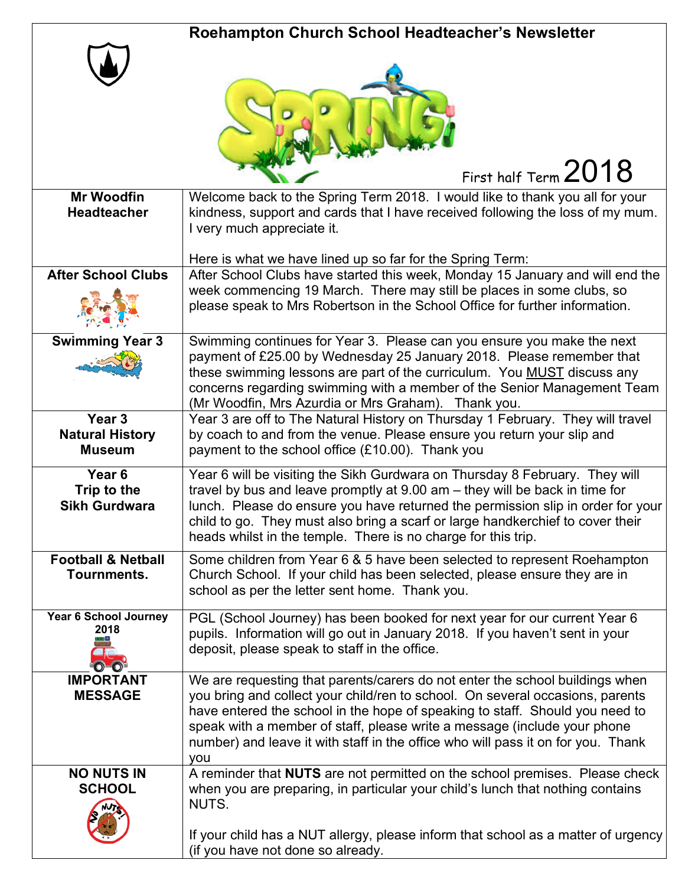# Roehampton Church School Headteacher's Newsletter

SPRING

First half Term 2018

| | |
|---|---|
| **Mr Woodfin Headteacher** | Welcome back to the Spring Term 2018. I would like to thank you all for your kindness, support and cards that I have received following the loss of my mum. I very much appreciate it.<br><br>Here is what we have lined up so far for the Spring Term: |
| **After School Clubs** | After School Clubs have started this week, Monday 15 January and will end the week commencing 19 March. There may still be places in some clubs, so please speak to Mrs Robertson in the School Office for further information. |
| **Swimming Year 3** | Swimming continues for Year 3. Please can you ensure you make the next payment of £25.00 by Wednesday 25 January 2018. Please remember that these swimming lessons are part of the curriculum. You MUST discuss any concerns regarding swimming with a member of the Senior Management Team (Mr Woodfin, Mrs Azurdia or Mrs Graham). Thank you. |
| **Year 3 Natural History Museum** | Year 3 are off to The Natural History on Thursday 1 February. They will travel by coach to and from the venue. Please ensure you return your slip and payment to the school office (£10.00). Thank you |
| **Year 6 Trip to the Sikh Gurdwara** | Year 6 will be visiting the Sikh Gurdwara on Thursday 8 February. They will travel by bus and leave promptly at 9.00 am – they will be back in time for lunch. Please do ensure you have returned the permission slip in order for your child to go. They must also bring a scarf or large handkerchief to cover their heads whilst in the temple. There is no charge for this trip. |
| **Football & Netball Tournments.** | Some children from Year 6 & 5 have been selected to represent Roehampton Church School. If your child has been selected, please ensure they are in school as per the letter sent home. Thank you. |
| **Year 6 School Journey 2018** | PGL (School Journey) has been booked for next year for our current Year 6 pupils. Information will go out in January 2018. If you haven't sent in your deposit, please speak to staff in the office. |
| **IMPORTANT MESSAGE** | We are requesting that parents/carers do not enter the school buildings when you bring and collect your child/ren to school. On several occasions, parents have entered the school in the hope of speaking to staff. Should you need to speak with a member of staff, please write a message (include your phone number) and leave it with staff in the office who will pass it on for you. Thank you |
| **NO NUTS IN SCHOOL** | A reminder that **NUTS** are not permitted on the school premises. Please check when you are preparing, in particular your child's lunch that nothing contains NUTS.<br><br>If your child has a NUT allergy, please inform that school as a matter of urgency (if you have not done so already. |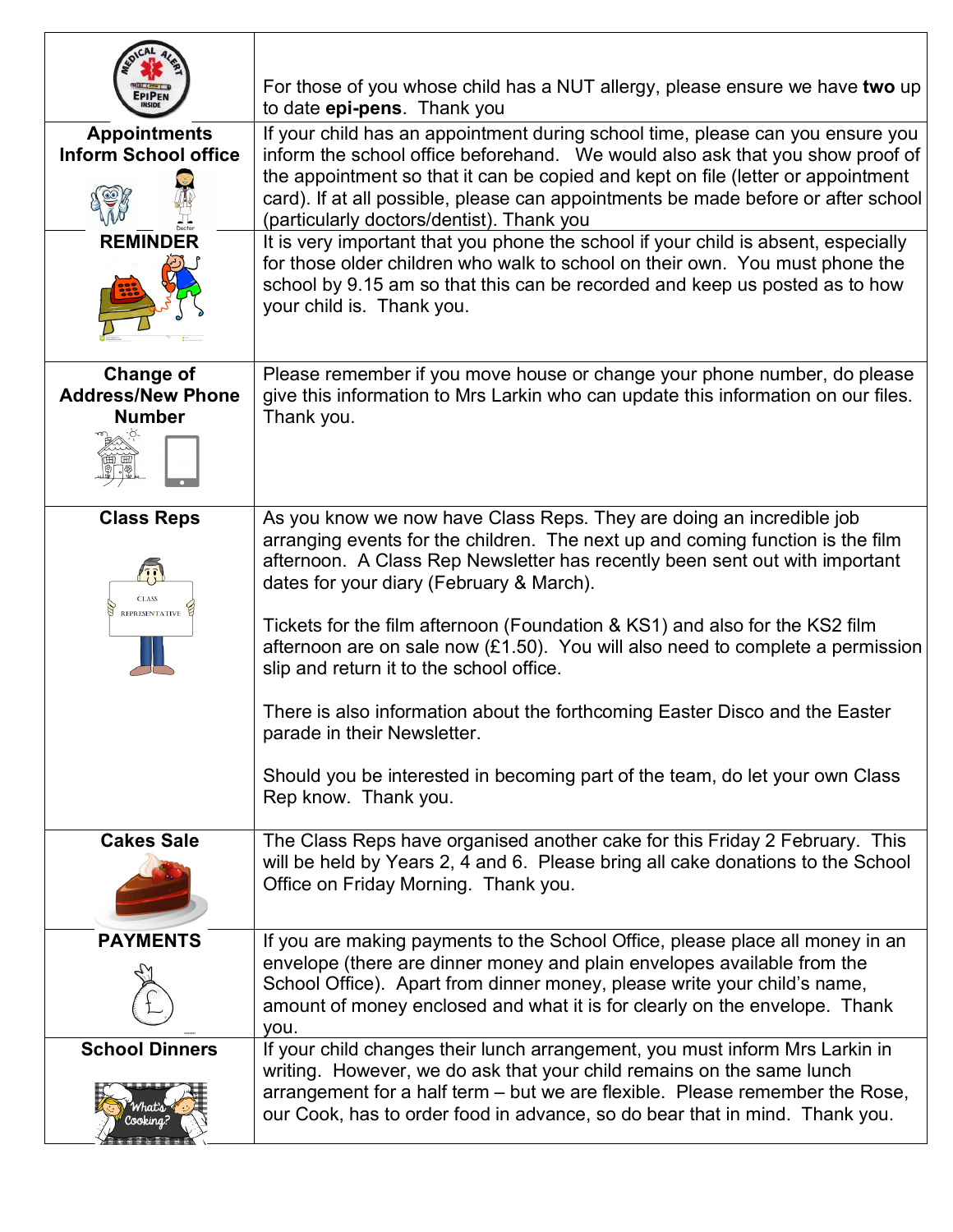| | |
|---|---|
| | For those of you whose child has a NUT allergy, please ensure we have **two** up to date **epi-pens**. Thank you |
| **Appointments Inform School office** | If your child has an appointment during school time, please can you ensure you inform the school office beforehand. We would also ask that you show proof of the appointment so that it can be copied and kept on file (letter or appointment card). If at all possible, please can appointments be made before or after school (particularly doctors/dentist). Thank you |
| **REMINDER** | It is very important that you phone the school if your child is absent, especially for those older children who walk to school on their own. You must phone the school by 9.15 am so that this can be recorded and keep us posted as to how your child is. Thank you. |
| **Change of Address/New Phone Number** | Please remember if you move house or change your phone number, do please give this information to Mrs Larkin who can update this information on our files. Thank you. |
| **Class Reps** | As you know we now have Class Reps. They are doing an incredible job arranging events for the children. The next up and coming function is the film afternoon. A Class Rep Newsletter has recently been sent out with important dates for your diary (February & March).<br><br>Tickets for the film afternoon (Foundation & KS1) and also for the KS2 film afternoon are on sale now (£1.50). You will also need to complete a permission slip and return it to the school office.<br><br>There is also information about the forthcoming Easter Disco and the Easter parade in their Newsletter.<br><br>Should you be interested in becoming part of the team, do let your own Class Rep know. Thank you. |
| **Cakes Sale** | The Class Reps have organised another cake for this Friday 2 February. This will be held by Years 2, 4 and 6. Please bring all cake donations to the School Office on Friday Morning. Thank you. |
| **PAYMENTS** | If you are making payments to the School Office, please place all money in an envelope (there are dinner money and plain envelopes available from the School Office). Apart from dinner money, please write your child's name, amount of money enclosed and what it is for clearly on the envelope. Thank you. |
| **School Dinners** | If your child changes their lunch arrangement, you must inform Mrs Larkin in writing. However, we do ask that your child remains on the same lunch arrangement for a half term – but we are flexible. Please remember the Rose, our Cook, has to order food in advance, so do bear that in mind. Thank you. |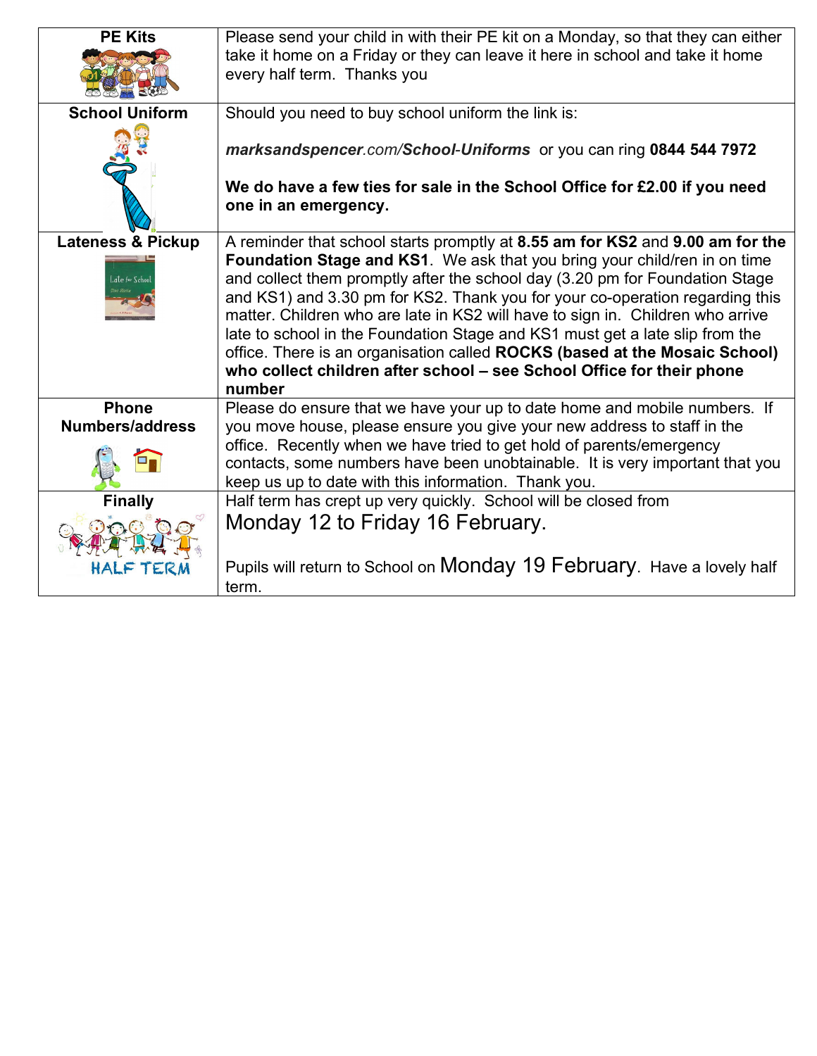| | |
|---|---|
| **PE Kits** | Please send your child in with their PE kit on a Monday, so that they can either take it home on a Friday or they can leave it here in school and take it home every half term. Thanks you |
| **School Uniform** | Should you need to buy school uniform the link is: ***marksandspencer**.com/**School**-**Uniforms*** or you can ring **0844 544 7972** **We do have a few ties for sale in the School Office for £2.00 if you need one in an emergency.** |
| **Lateness & Pickup** | A reminder that school starts promptly at **8.55 am for KS2** and **9.00 am for the Foundation Stage and KS1**. We ask that you bring your child/ren in on time and collect them promptly after the school day (3.20 pm for Foundation Stage and KS1) and 3.30 pm for KS2. Thank you for your co-operation regarding this matter. Children who are late in KS2 will have to sign in. Children who arrive late to school in the Foundation Stage and KS1 must get a late slip from the office. There is an organisation called **ROCKS (based at the Mosaic School) who collect children after school – see School Office for their phone number** |
| **Phone Numbers/address** | Please do ensure that we have your up to date home and mobile numbers. If you move house, please ensure you give your new address to staff in the office. Recently when we have tried to get hold of parents/emergency contacts, some numbers have been unobtainable. It is very important that you keep us up to date with this information. Thank you. |
| **Finally** | Half term has crept up very quickly. School will be closed from Monday 12 to Friday 16 February. Pupils will return to School on Monday 19 February. Have a lovely half term. |